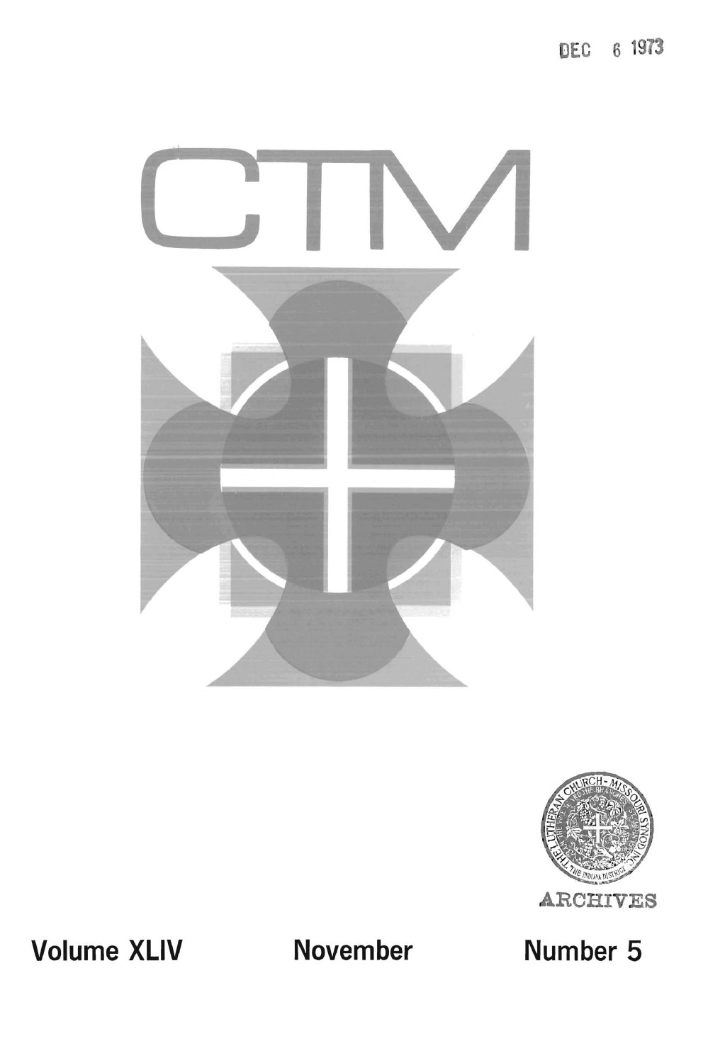DEC 6 1973

# CTM

ARCHIVES

**Volume XLIV** **November** **Number 5**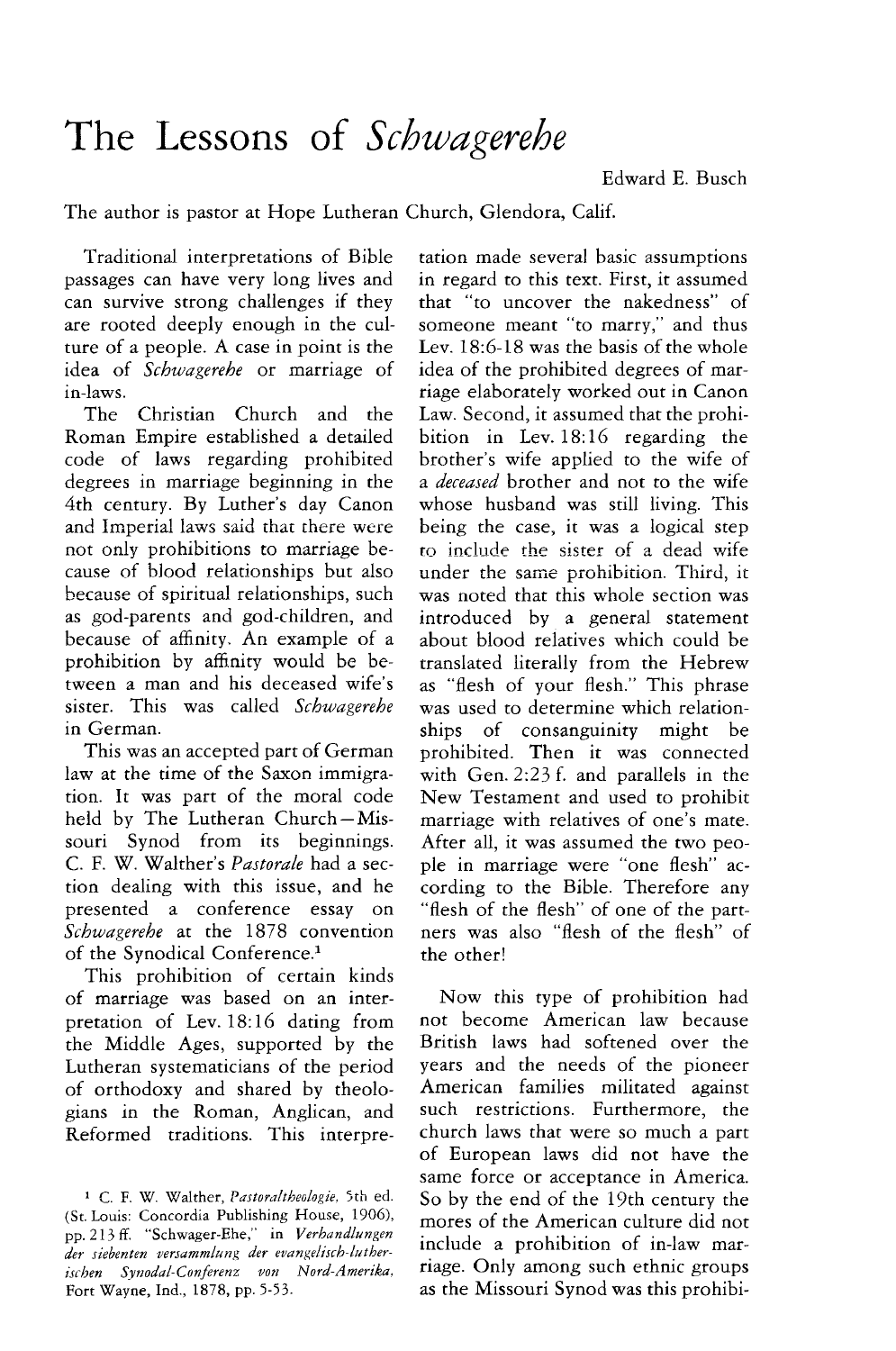# The Lessons of *Schwagerehe*

Edward E. Busch

The author is pastor at Hope Lutheran Church, Glendora, Calif.

Traditional interpretations of Bible passages can have very long lives and can survive strong challenges if they are rooted deeply enough in the culture of a people. A case in point is the idea of *Schwagerehe* or marriage of in-laws.

The Christian Church and the Roman Empire established a detailed code of laws regarding prohibited degrees in marriage beginning in the 4th century. By Luther's day Canon and Imperial laws said that there were not only prohibitions to marriage because of blood relationships but also because of spiritual relationships, such as god-parents and god-children, and because of affinity. An example of a prohibition by affinity would be between a man and his deceased wife's sister. This was called *Schwagerehe* in German.

This was an accepted part of German law at the time of the Saxon immigration. It was part of the moral code held by The Lutheran Church—Missouri Synod from its beginnings. C. F. W. Walther's *Pastorale* had a section dealing with this issue, and he presented a conference essay on *Schwagerehe* at the 1878 convention of the Synodical Conference.[1]

This prohibition of certain kinds of marriage was based on an interpretation of Lev. 18:16 dating from the Middle Ages, supported by the Lutheran systematicians of the period of orthodoxy and shared by theologians in the Roman, Anglican, and Reformed traditions. This interpretation made several basic assumptions in regard to this text. First, it assumed that "to uncover the nakedness" of someone meant "to marry," and thus Lev. 18:6-18 was the basis of the whole idea of the prohibited degrees of marriage elaborately worked out in Canon Law. Second, it assumed that the prohibition in Lev. 18:16 regarding the brother's wife applied to the wife of a *deceased* brother and not to the wife whose husband was still living. This being the case, it was a logical step to include the sister of a dead wife under the same prohibition. Third, it was noted that this whole section was introduced by a general statement about blood relatives which could be translated literally from the Hebrew as "flesh of your flesh." This phrase was used to determine which relationships of consanguinity might be prohibited. Then it was connected with Gen. 2:23 f. and parallels in the New Testament and used to prohibit marriage with relatives of one's mate. After all, it was assumed the two people in marriage were "one flesh" according to the Bible. Therefore any "flesh of the flesh" of one of the partners was also "flesh of the flesh" of the other!

Now this type of prohibition had not become American law because British laws had softened over the years and the needs of the pioneer American families militated against such restrictions. Furthermore, the church laws that were so much a part of European laws did not have the same force or acceptance in America. So by the end of the 19th century the mores of the American culture did not include a prohibition of in-law marriage. Only among such ethnic groups as the Missouri Synod was this prohibi-

[1] C. F. W. Walther, *Pastoraltheologie*, 5th ed. (St. Louis: Concordia Publishing House, 1906), pp. 213 ff. "Schwager-Ehe," in *Verhandlungen der siebenten versammlung der evangelisch-lutherischen Synodal-Conferenz von Nord-Amerika*, Fort Wayne, Ind., 1878, pp. 5-53.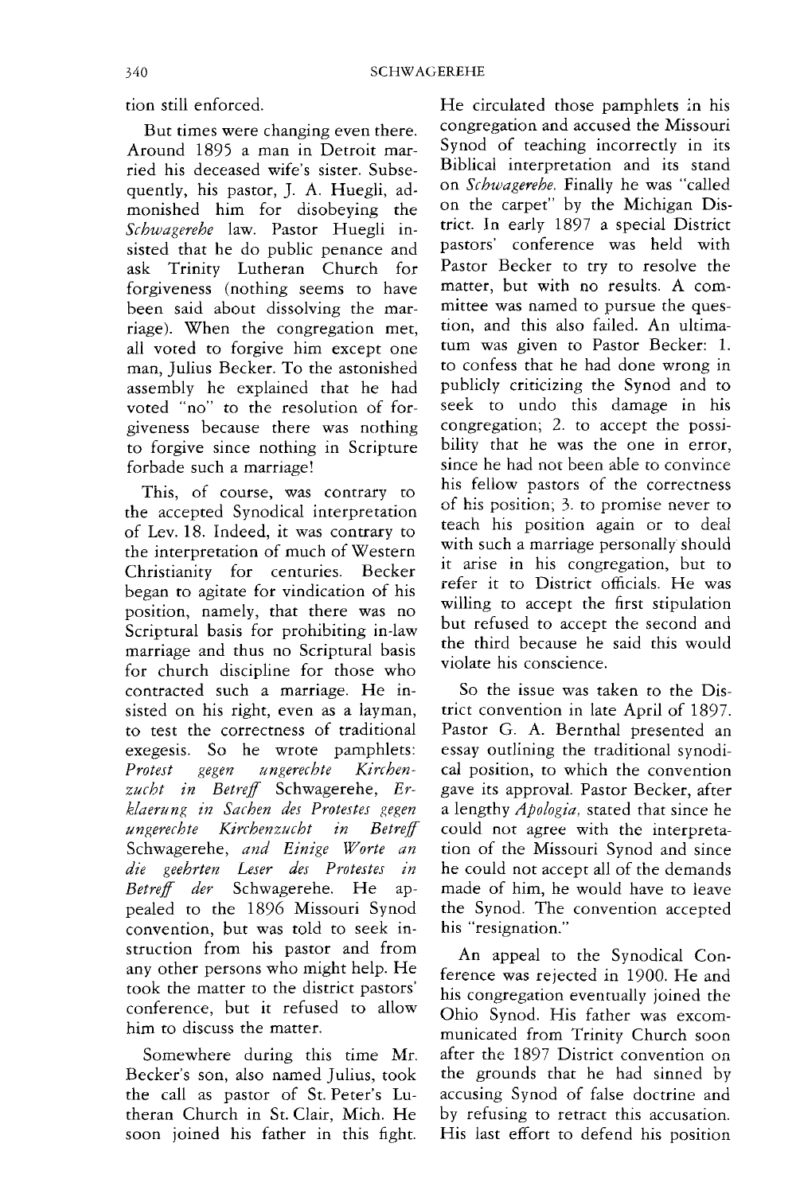tion still enforced.

But times were changing even there. Around 1895 a man in Detroit married his deceased wife's sister. Subsequently, his pastor, J. A. Huegli, admonished him for disobeying the *Schwagerehe* law. Pastor Huegli insisted that he do public penance and ask Trinity Lutheran Church for forgiveness (nothing seems to have been said about dissolving the marriage). When the congregation met, all voted to forgive him except one man, Julius Becker. To the astonished assembly he explained that he had voted "no" to the resolution of forgiveness because there was nothing to forgive since nothing in Scripture forbade such a marriage!

This, of course, was contrary to the accepted Synodical interpretation of Lev. 18. Indeed, it was contrary to the interpretation of much of Western Christianity for centuries. Becker began to agitate for vindication of his position, namely, that there was no Scriptural basis for prohibiting in-law marriage and thus no Scriptural basis for church discipline for those who contracted such a marriage. He insisted on his right, even as a layman, to test the correctness of traditional exegesis. So he wrote pamphlets: *Protest gegen ungerechte Kirchenzucht in Betreff* Schwagerehe, *Erklaerung in Sachen des Protestes gegen ungerechte Kirchenzucht in Betreff* Schwagerehe, *and Einige Worte an die geehrten Leser des Protestes in Betreff der* Schwagerehe. He appealed to the 1896 Missouri Synod convention, but was told to seek instruction from his pastor and from any other persons who might help. He took the matter to the district pastors' conference, but it refused to allow him to discuss the matter.

Somewhere during this time Mr. Becker's son, also named Julius, took the call as pastor of St. Peter's Lutheran Church in St. Clair, Mich. He soon joined his father in this fight. He circulated those pamphlets in his congregation and accused the Missouri Synod of teaching incorrectly in its Biblical interpretation and its stand on *Schwagerehe*. Finally he was "called on the carpet" by the Michigan District. In early 1897 a special District pastors' conference was held with Pastor Becker to try to resolve the matter, but with no results. A committee was named to pursue the question, and this also failed. An ultimatum was given to Pastor Becker: 1. to confess that he had done wrong in publicly criticizing the Synod and to seek to undo this damage in his congregation; 2. to accept the possibility that he was the one in error, since he had not been able to convince his fellow pastors of the correctness of his position; 3. to promise never to teach his position again or to deal with such a marriage personally should it arise in his congregation, but to refer it to District officials. He was willing to accept the first stipulation but refused to accept the second and the third because he said this would violate his conscience.

So the issue was taken to the District convention in late April of 1897. Pastor G. A. Bernthal presented an essay outlining the traditional synodical position, to which the convention gave its approval. Pastor Becker, after a lengthy *Apologia*, stated that since he could not agree with the interpretation of the Missouri Synod and since he could not accept all of the demands made of him, he would have to leave the Synod. The convention accepted his "resignation."

An appeal to the Synodical Conference was rejected in 1900. He and his congregation eventually joined the Ohio Synod. His father was excommunicated from Trinity Church soon after the 1897 District convention on the grounds that he had sinned by accusing Synod of false doctrine and by refusing to retract this accusation. His last effort to defend his position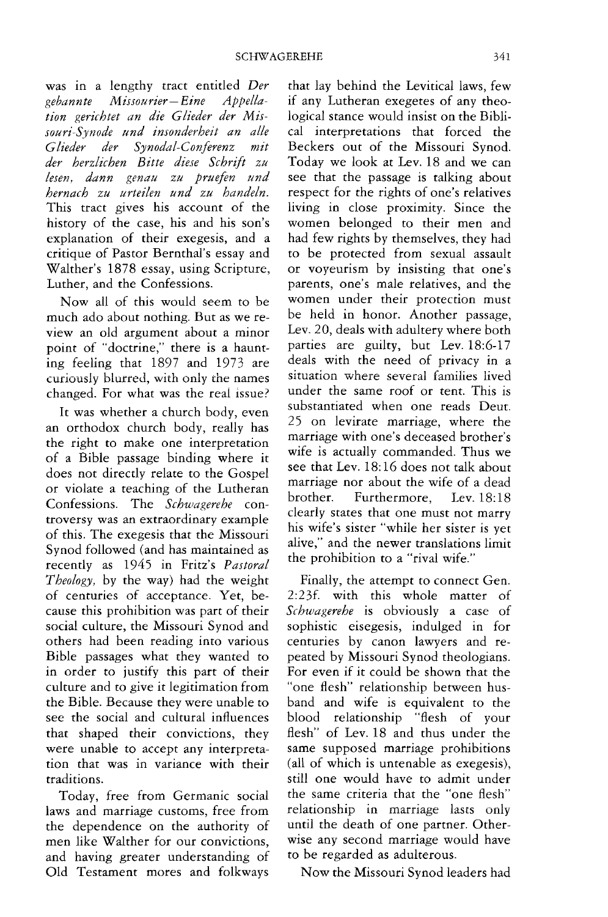was in a lengthy tract entitled *Der gebannte Missourier—Eine Appellation gerichtet an die Glieder der Missouri-Synode und insonderheit an alle Glieder der Synodal-Conferenz mit der herzlichen Bitte diese Schrift zu lesen, dann genau zu pruefen und hernach zu urteilen und zu handeln.* This tract gives his account of the history of the case, his and his son's explanation of their exegesis, and a critique of Pastor Bernthal's essay and Walther's 1878 essay, using Scripture, Luther, and the Confessions.

Now all of this would seem to be much ado about nothing. But as we review an old argument about a minor point of "doctrine," there is a haunting feeling that 1897 and 1973 are curiously blurred, with only the names changed. For what was the real issue?

It was whether a church body, even an orthodox church body, really has the right to make one interpretation of a Bible passage binding where it does not directly relate to the Gospel or violate a teaching of the Lutheran Confessions. The *Schwagerehe* controversy was an extraordinary example of this. The exegesis that the Missouri Synod followed (and has maintained as recently as 1945 in Fritz's *Pastoral Theology*, by the way) had the weight of centuries of acceptance. Yet, because this prohibition was part of their social culture, the Missouri Synod and others had been reading into various Bible passages what they wanted to in order to justify this part of their culture and to give it legitimation from the Bible. Because they were unable to see the social and cultural influences that shaped their convictions, they were unable to accept any interpretation that was in variance with their traditions.

Today, free from Germanic social laws and marriage customs, free from the dependence on the authority of men like Walther for our convictions, and having greater understanding of Old Testament mores and folkways that lay behind the Levitical laws, few if any Lutheran exegetes of any theological stance would insist on the Biblical interpretations that forced the Beckers out of the Missouri Synod. Today we look at Lev. 18 and we can see that the passage is talking about respect for the rights of one's relatives living in close proximity. Since the women belonged to their men and had few rights by themselves, they had to be protected from sexual assault or voyeurism by insisting that one's parents, one's male relatives, and the women under their protection must be held in honor. Another passage, Lev. 20, deals with adultery where both parties are guilty, but Lev. 18:6-17 deals with the need of privacy in a situation where several families lived under the same roof or tent. This is substantiated when one reads Deut. 25 on levirate marriage, where the marriage with one's deceased brother's wife is actually commanded. Thus we see that Lev. 18:16 does not talk about marriage nor about the wife of a dead brother. Furthermore, Lev. 18:18 clearly states that one must not marry his wife's sister "while her sister is yet alive," and the newer translations limit the prohibition to a "rival wife."

Finally, the attempt to connect Gen. 2:23f. with this whole matter of *Schwagerehe* is obviously a case of sophistic eisegesis, indulged in for centuries by canon lawyers and repeated by Missouri Synod theologians. For even if it could be shown that the "one flesh" relationship between husband and wife is equivalent to the blood relationship "flesh of your flesh" of Lev. 18 and thus under the same supposed marriage prohibitions (all of which is untenable as exegesis), still one would have to admit under the same criteria that the "one flesh" relationship in marriage lasts only until the death of one partner. Otherwise any second marriage would have to be regarded as adulterous.

Now the Missouri Synod leaders had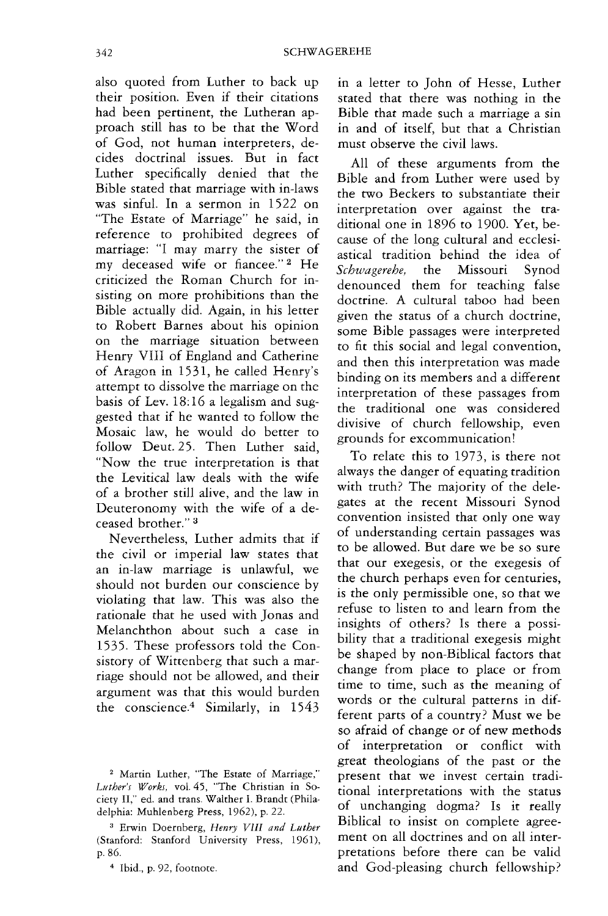also quoted from Luther to back up their position. Even if their citations had been pertinent, the Lutheran approach still has to be that the Word of God, not human interpreters, decides doctrinal issues. But in fact Luther specifically denied that the Bible stated that marriage with in-laws was sinful. In a sermon in 1522 on "The Estate of Marriage" he said, in reference to prohibited degrees of marriage: "I may marry the sister of my deceased wife or fiancee."[2] He criticized the Roman Church for insisting on more prohibitions than the Bible actually did. Again, in his letter to Robert Barnes about his opinion on the marriage situation between Henry VIII of England and Catherine of Aragon in 1531, he called Henry's attempt to dissolve the marriage on the basis of Lev. 18:16 a legalism and suggested that if he wanted to follow the Mosaic law, he would do better to follow Deut. 25. Then Luther said, "Now the true interpretation is that the Levitical law deals with the wife of a brother still alive, and the law in Deuteronomy with the wife of a deceased brother."[3]

Nevertheless, Luther admits that if the civil or imperial law states that an in-law marriage is unlawful, we should not burden our conscience by violating that law. This was also the rationale that he used with Jonas and Melanchthon about such a case in 1535. These professors told the Consistory of Wittenberg that such a marriage should not be allowed, and their argument was that this would burden the conscience.[4] Similarly, in 1543 in a letter to John of Hesse, Luther stated that there was nothing in the Bible that made such a marriage a sin in and of itself, but that a Christian must observe the civil laws.

All of these arguments from the Bible and from Luther were used by the two Beckers to substantiate their interpretation over against the traditional one in 1896 to 1900. Yet, because of the long cultural and ecclesiastical tradition behind the idea of *Schwagerehe,* the Missouri Synod denounced them for teaching false doctrine. A cultural taboo had been given the status of a church doctrine, some Bible passages were interpreted to fit this social and legal convention, and then this interpretation was made binding on its members and a different interpretation of these passages from the traditional one was considered divisive of church fellowship, even grounds for excommunication!

To relate this to 1973, is there not always the danger of equating tradition with truth? The majority of the delegates at the recent Missouri Synod convention insisted that only one way of understanding certain passages was to be allowed. But dare we be so sure that our exegesis, or the exegesis of the church perhaps even for centuries, is the only permissible one, so that we refuse to listen to and learn from the insights of others? Is there a possibility that a traditional exegesis might be shaped by non-Biblical factors that change from place to place or from time to time, such as the meaning of words or the cultural patterns in different parts of a country? Must we be so afraid of change or of new methods of interpretation or conflict with great theologians of the past or the present that we invest certain traditional interpretations with the status of unchanging dogma? Is it really Biblical to insist on complete agreement on all doctrines and on all interpretations before there can be valid and God-pleasing church fellowship?

---

[2] Martin Luther, "The Estate of Marriage," *Luther's Works,* vol. 45, "The Christian in Society II," ed. and trans. Walther I. Brandt (Philadelphia: Muhlenberg Press, 1962), p. 22.

[3] Erwin Doernberg, *Henry VIII and Luther* (Stanford: Stanford University Press, 1961), p. 86.

[4] Ibid., p. 92, footnote.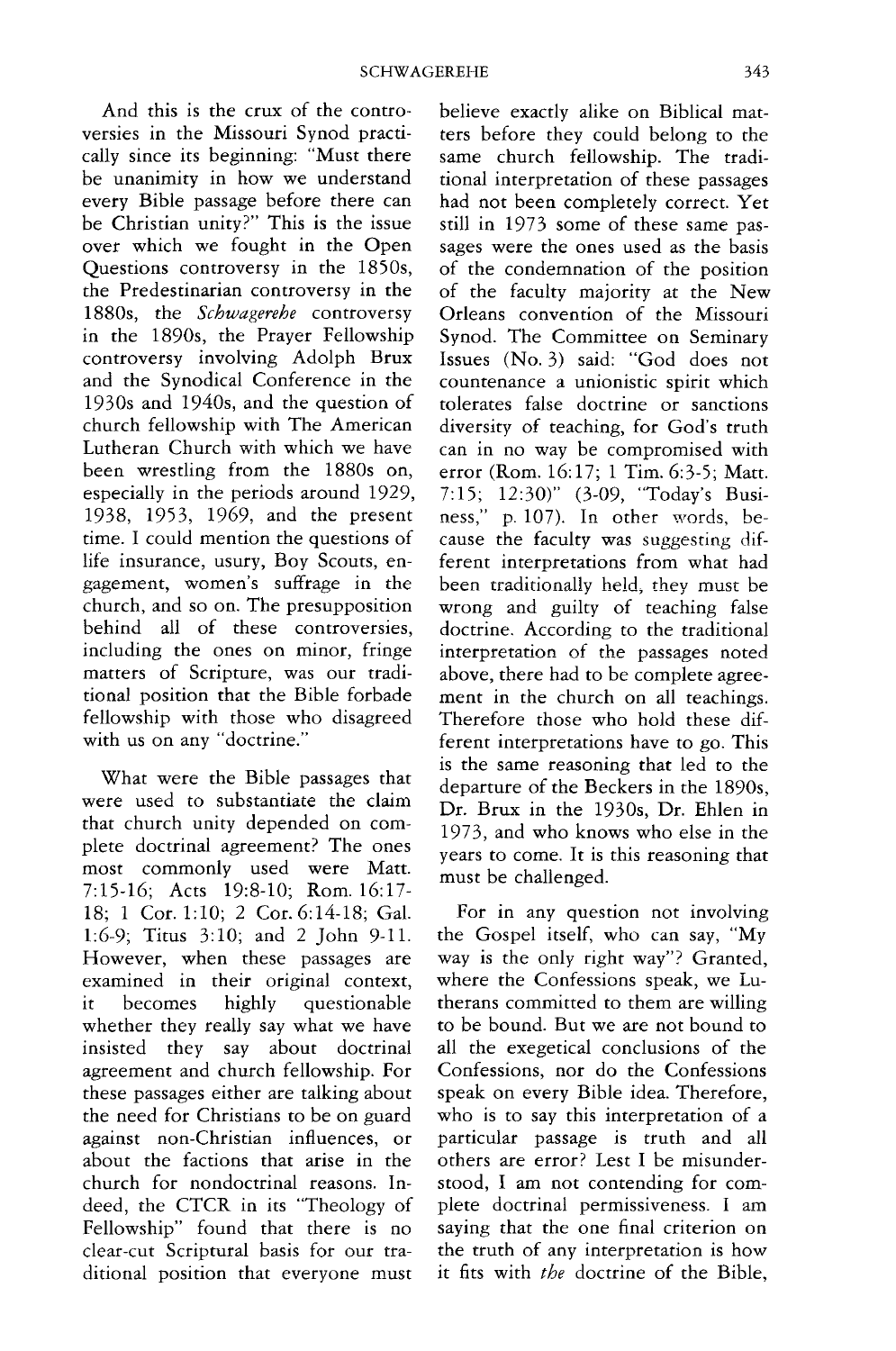And this is the crux of the controversies in the Missouri Synod practically since its beginning: "Must there be unanimity in how we understand every Bible passage before there can be Christian unity?" This is the issue over which we fought in the Open Questions controversy in the 1850s, the Predestinarian controversy in the 1880s, the *Schwagerehe* controversy in the 1890s, the Prayer Fellowship controversy involving Adolph Brux and the Synodical Conference in the 1930s and 1940s, and the question of church fellowship with The American Lutheran Church with which we have been wrestling from the 1880s on, especially in the periods around 1929, 1938, 1953, 1969, and the present time. I could mention the questions of life insurance, usury, Boy Scouts, engagement, women's suffrage in the church, and so on. The presupposition behind all of these controversies, including the ones on minor, fringe matters of Scripture, was our traditional position that the Bible forbade fellowship with those who disagreed with us on any "doctrine."

What were the Bible passages that were used to substantiate the claim that church unity depended on complete doctrinal agreement? The ones most commonly used were Matt. 7:15-16; Acts 19:8-10; Rom. 16:17-18; 1 Cor. 1:10; 2 Cor. 6:14-18; Gal. 1:6-9; Titus 3:10; and 2 John 9-11. However, when these passages are examined in their original context, it becomes highly questionable whether they really say what we have insisted they say about doctrinal agreement and church fellowship. For these passages either are talking about the need for Christians to be on guard against non-Christian influences, or about the factions that arise in the church for nondoctrinal reasons. Indeed, the CTCR in its "Theology of Fellowship" found that there is no clear-cut Scriptural basis for our traditional position that everyone must believe exactly alike on Biblical matters before they could belong to the same church fellowship. The traditional interpretation of these passages had not been completely correct. Yet still in 1973 some of these same passages were the ones used as the basis of the condemnation of the position of the faculty majority at the New Orleans convention of the Missouri Synod. The Committee on Seminary Issues (No. 3) said: "God does not countenance a unionistic spirit which tolerates false doctrine or sanctions diversity of teaching, for God's truth can in no way be compromised with error (Rom. 16:17; 1 Tim. 6:3-5; Matt. 7:15; 12:30)" (3-09, "Today's Business," p. 107). In other words, because the faculty was suggesting different interpretations from what had been traditionally held, they must be wrong and guilty of teaching false doctrine. According to the traditional interpretation of the passages noted above, there had to be complete agreement in the church on all teachings. Therefore those who hold these different interpretations have to go. This is the same reasoning that led to the departure of the Beckers in the 1890s, Dr. Brux in the 1930s, Dr. Ehlen in 1973, and who knows who else in the years to come. It is this reasoning that must be challenged.

For in any question not involving the Gospel itself, who can say, "My way is the only right way"? Granted, where the Confessions speak, we Lutherans committed to them are willing to be bound. But we are not bound to all the exegetical conclusions of the Confessions, nor do the Confessions speak on every Bible idea. Therefore, who is to say this interpretation of a particular passage is truth and all others are error? Lest I be misunderstood, I am not contending for complete doctrinal permissiveness. I am saying that the one final criterion on the truth of any interpretation is how it fits with *the* doctrine of the Bible,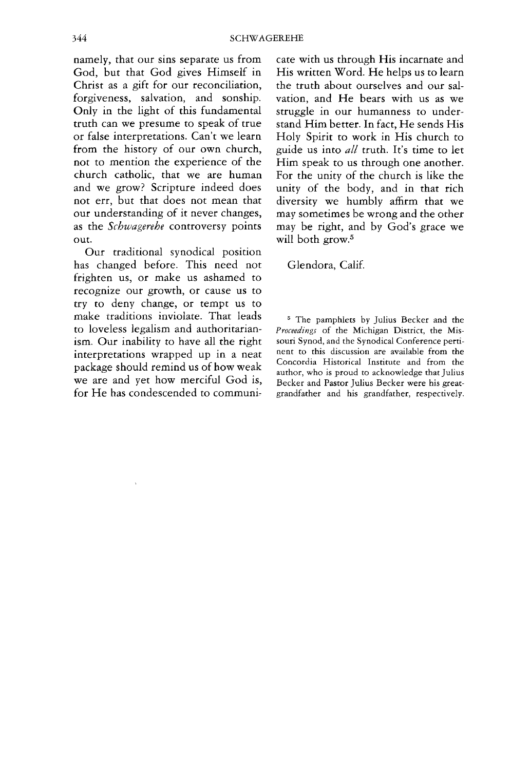namely, that our sins separate us from God, but that God gives Himself in Christ as a gift for our reconciliation, forgiveness, salvation, and sonship. Only in the light of this fundamental truth can we presume to speak of true or false interpretations. Can't we learn from the history of our own church, not to mention the experience of the church catholic, that we are human and we grow? Scripture indeed does not err, but that does not mean that our understanding of it never changes, as the *Schwagerehe* controversy points out.

Our traditional synodical position has changed before. This need not frighten us, or make us ashamed to recognize our growth, or cause us to try to deny change, or tempt us to make traditions inviolate. That leads to loveless legalism and authoritarianism. Our inability to have all the right interpretations wrapped up in a neat package should remind us of how weak we are and yet how merciful God is, for He has condescended to communicate with us through His incarnate and His written Word. He helps us to learn the truth about ourselves and our salvation, and He bears with us as we struggle in our humanness to understand Him better. In fact, He sends His Holy Spirit to work in His church to guide us into *all* truth. It's time to let Him speak to us through one another. For the unity of the church is like the unity of the body, and in that rich diversity we humbly affirm that we may sometimes be wrong and the other may be right, and by God's grace we will both grow.[5]

Glendora, Calif.

[5] The pamphlets by Julius Becker and the *Proceedings* of the Michigan District, the Missouri Synod, and the Synodical Conference pertinent to this discussion are available from the Concordia Historical Institute and from the author, who is proud to acknowledge that Julius Becker and Pastor Julius Becker were his great-grandfather and his grandfather, respectively.